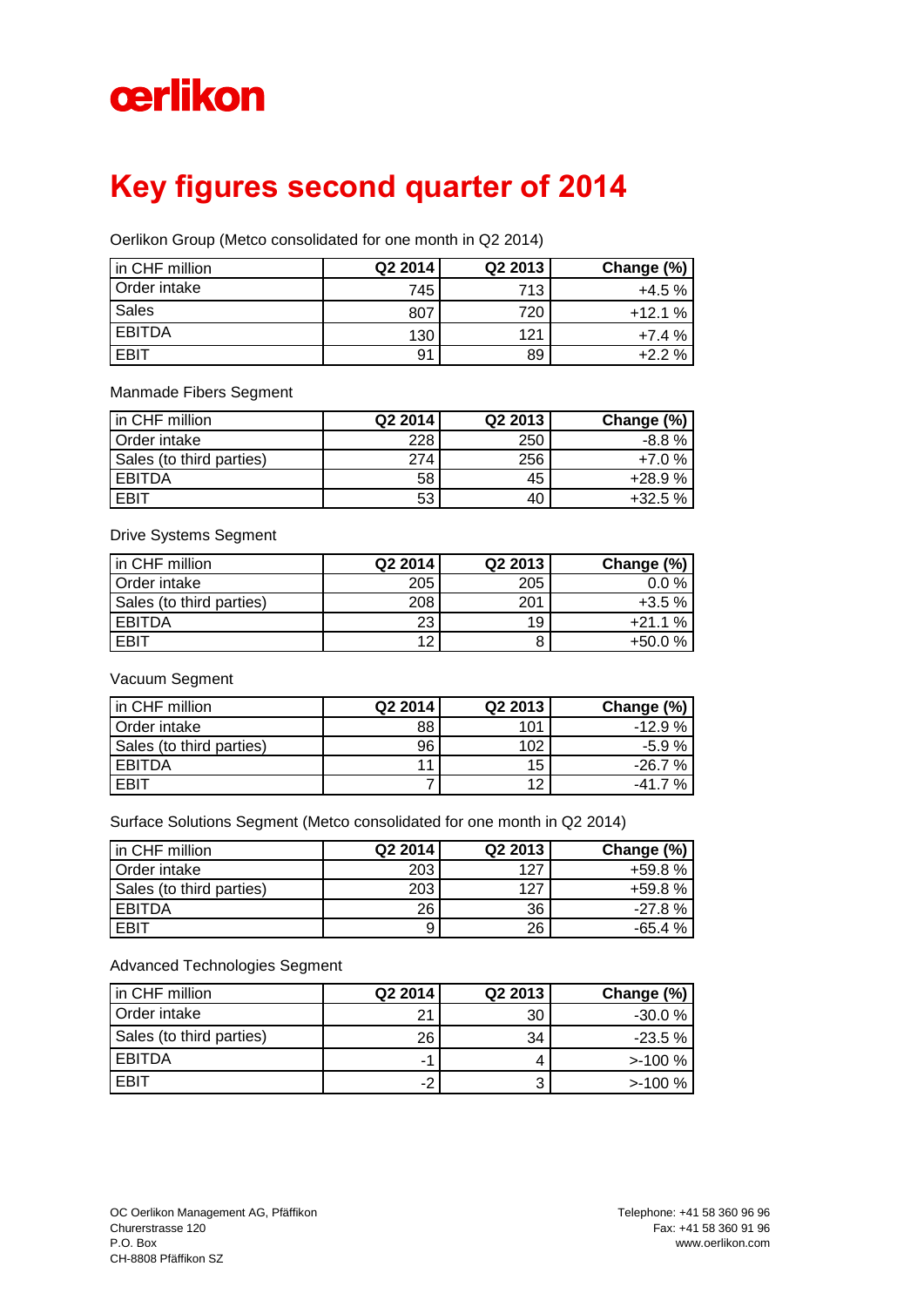oerlikon

# Key figures second quarter of 2014

Oerlikon Group (Metco consolidated for one month in Q2 2014)

| in CHF million | Q2 2014 | Q2 2013 | Change (%) |
|---|---|---|---|
| Order intake | 745 | 713 | +4.5 % |
| Sales | 807 | 720 | +12.1 % |
| EBITDA | 130 | 121 | +7.4 % |
| EBIT | 91 | 89 | +2.2 % |

Manmade Fibers Segment

| in CHF million | Q2 2014 | Q2 2013 | Change (%) |
|---|---|---|---|
| Order intake | 228 | 250 | -8.8 % |
| Sales (to third parties) | 274 | 256 | +7.0 % |
| EBITDA | 58 | 45 | +28.9 % |
| EBIT | 53 | 40 | +32.5 % |

Drive Systems Segment

| in CHF million | Q2 2014 | Q2 2013 | Change (%) |
|---|---|---|---|
| Order intake | 205 | 205 | 0.0 % |
| Sales (to third parties) | 208 | 201 | +3.5 % |
| EBITDA | 23 | 19 | +21.1 % |
| EBIT | 12 | 8 | +50.0 % |

Vacuum Segment

| in CHF million | Q2 2014 | Q2 2013 | Change (%) |
|---|---|---|---|
| Order intake | 88 | 101 | -12.9 % |
| Sales (to third parties) | 96 | 102 | -5.9 % |
| EBITDA | 11 | 15 | -26.7 % |
| EBIT | 7 | 12 | -41.7 % |

Surface Solutions Segment (Metco consolidated for one month in Q2 2014)

| in CHF million | Q2 2014 | Q2 2013 | Change (%) |
|---|---|---|---|
| Order intake | 203 | 127 | +59.8 % |
| Sales (to third parties) | 203 | 127 | +59.8 % |
| EBITDA | 26 | 36 | -27.8 % |
| EBIT | 9 | 26 | -65.4 % |

Advanced Technologies Segment

| in CHF million | Q2 2014 | Q2 2013 | Change (%) |
|---|---|---|---|
| Order intake | 21 | 30 | -30.0 % |
| Sales (to third parties) | 26 | 34 | -23.5 % |
| EBITDA | -1 | 4 | >-100 % |
| EBIT | -2 | 3 | >-100 % |

OC Oerlikon Management AG, Pfäffikon
Churerstrasse 120
P.O. Box
CH-8808 Pfäffikon SZ

Telephone: +41 58 360 96 96
Fax: +41 58 360 91 96
www.oerlikon.com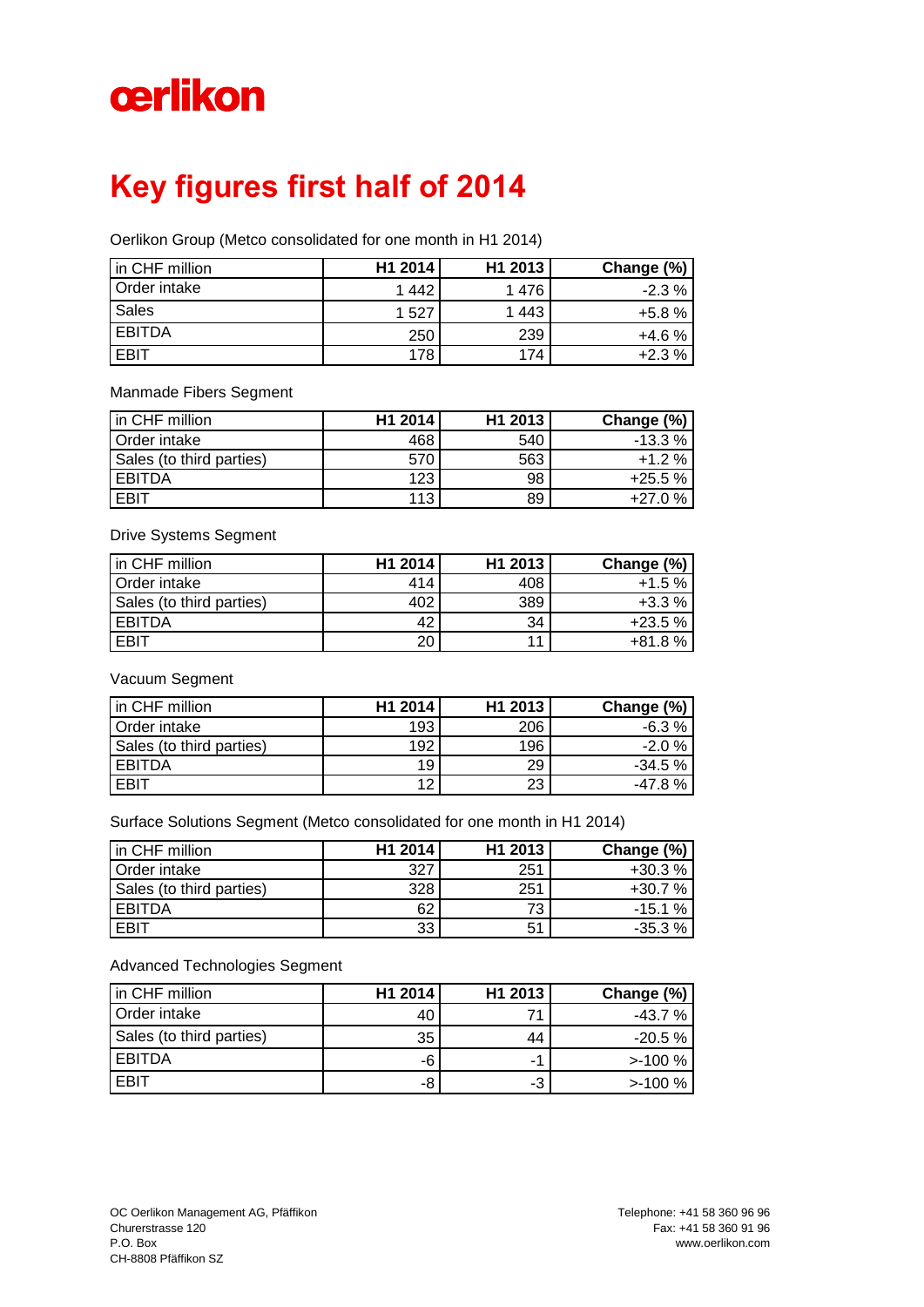# Key figures first half of 2014

Oerlikon Group (Metco consolidated for one month in H1 2014)

| in CHF million | H1 2014 | H1 2013 | Change (%) |
|---|---|---|---|
| Order intake | 1 442 | 1 476 | -2.3 % |
| Sales | 1 527 | 1 443 | +5.8 % |
| EBITDA | 250 | 239 | +4.6 % |
| EBIT | 178 | 174 | +2.3 % |

Manmade Fibers Segment

| in CHF million | H1 2014 | H1 2013 | Change (%) |
|---|---|---|---|
| Order intake | 468 | 540 | -13.3 % |
| Sales (to third parties) | 570 | 563 | +1.2 % |
| EBITDA | 123 | 98 | +25.5 % |
| EBIT | 113 | 89 | +27.0 % |

Drive Systems Segment

| in CHF million | H1 2014 | H1 2013 | Change (%) |
|---|---|---|---|
| Order intake | 414 | 408 | +1.5 % |
| Sales (to third parties) | 402 | 389 | +3.3 % |
| EBITDA | 42 | 34 | +23.5 % |
| EBIT | 20 | 11 | +81.8 % |

Vacuum Segment

| in CHF million | H1 2014 | H1 2013 | Change (%) |
|---|---|---|---|
| Order intake | 193 | 206 | -6.3 % |
| Sales (to third parties) | 192 | 196 | -2.0 % |
| EBITDA | 19 | 29 | -34.5 % |
| EBIT | 12 | 23 | -47.8 % |

Surface Solutions Segment (Metco consolidated for one month in H1 2014)

| in CHF million | H1 2014 | H1 2013 | Change (%) |
|---|---|---|---|
| Order intake | 327 | 251 | +30.3 % |
| Sales (to third parties) | 328 | 251 | +30.7 % |
| EBITDA | 62 | 73 | -15.1 % |
| EBIT | 33 | 51 | -35.3 % |

Advanced Technologies Segment

| in CHF million | H1 2014 | H1 2013 | Change (%) |
|---|---|---|---|
| Order intake | 40 | 71 | -43.7 % |
| Sales (to third parties) | 35 | 44 | -20.5 % |
| EBITDA | -6 | -1 | >-100 % |
| EBIT | -8 | -3 | >-100 % |

OC Oerlikon Management AG, Pfäffikon
Churerstrasse 120
P.O. Box
CH-8808 Pfäffikon SZ

Telephone: +41 58 360 96 96
Fax: +41 58 360 91 96
www.oerlikon.com